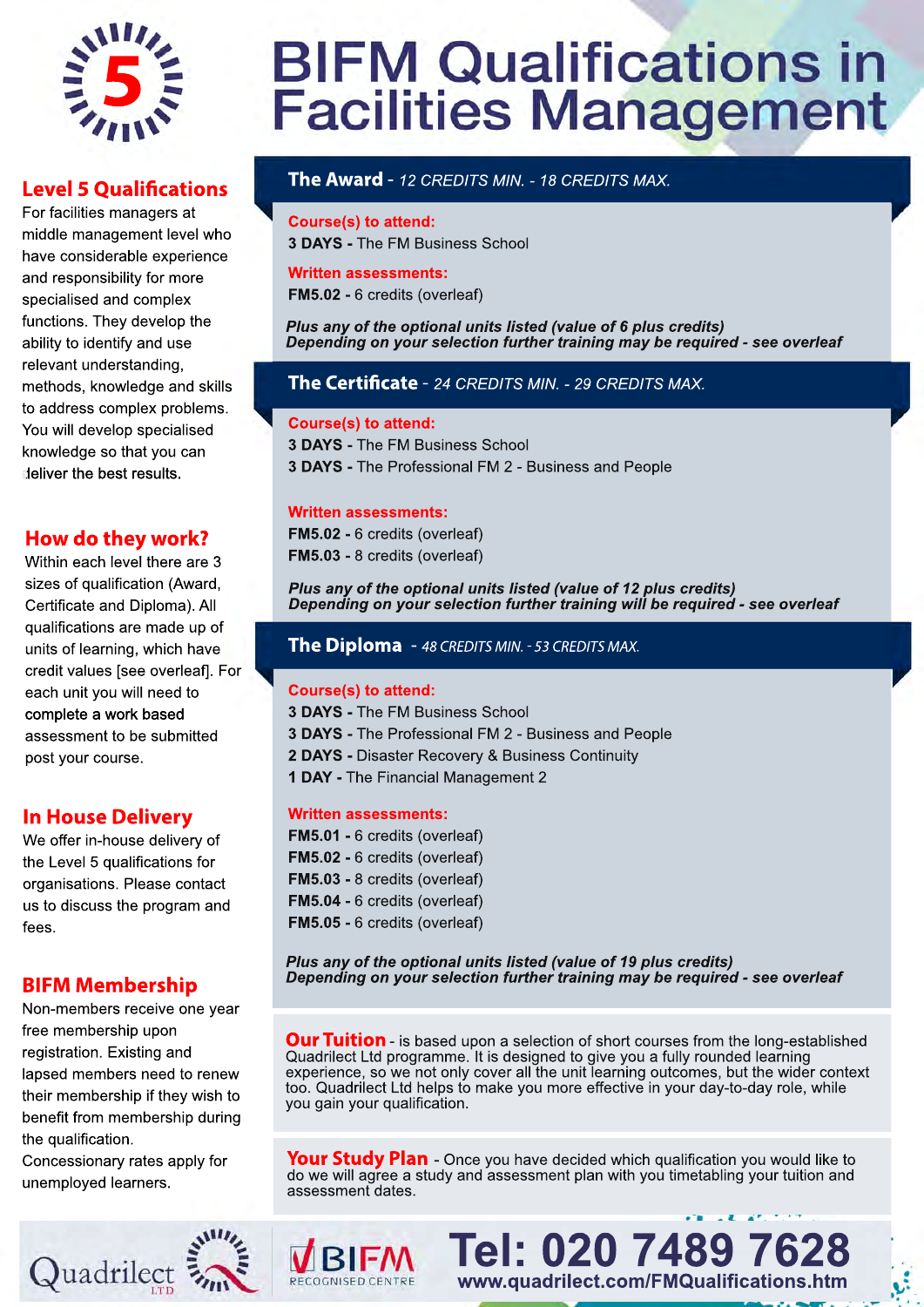# BIFM Qualifications in Facilities Management

## Level 5 Qualifications

For facilities managers at middle management level who have considerable experience and responsibility for more specialised and complex functions. They develop the ability to identify and use relevant understanding, methods, knowledge and skills to address complex problems. You will develop specialised knowledge so that you can deliver the best results.

## How do they work?

Within each level there are 3 sizes of qualification (Award, Certificate and Diploma). All qualifications are made up of units of learning, which have credit values [see overleaf]. For each unit you will need to complete a work based assessment to be submitted post your course.

## In House Delivery

We offer in-house delivery of the Level 5 qualifications for organisations. Please contact us to discuss the program and fees.

## BIFM Membership

Non-members receive one year free membership upon registration. Existing and lapsed members need to renew their membership if they wish to benefit from membership during the qualification.

Concessionary rates apply for unemployed learners.

## The Award - *12 CREDITS MIN. - 18 CREDITS MAX.*

**Course(s) to attend:**

**3 DAYS -** The FM Business School

**Written assessments:**

**FM5.02 -** 6 credits (overleaf)

***Plus any of the optional units listed (value of 6 plus credits)***
***Depending on your selection further training may be required - see overleaf***

## The Certificate - *24 CREDITS MIN. - 29 CREDITS MAX.*

**Course(s) to attend:**

**3 DAYS -** The FM Business School
**3 DAYS -** The Professional FM 2 - Business and People

**Written assessments:**

**FM5.02 -** 6 credits (overleaf)
**FM5.03 -** 8 credits (overleaf)

***Plus any of the optional units listed (value of 12 plus credits)***
***Depending on your selection further training will be required - see overleaf***

## The Diploma - *48 CREDITS MIN. - 53 CREDITS MAX.*

**Course(s) to attend:**

**3 DAYS -** The FM Business School
**3 DAYS -** The Professional FM 2 - Business and People
**2 DAYS -** Disaster Recovery & Business Continuity
**1 DAY -** The Financial Management 2

**Written assessments:**

**FM5.01 -** 6 credits (overleaf)
**FM5.02 -** 6 credits (overleaf)
**FM5.03 -** 8 credits (overleaf)
**FM5.04 -** 6 credits (overleaf)
**FM5.05 -** 6 credits (overleaf)

***Plus any of the optional units listed (value of 19 plus credits)***
***Depending on your selection further training may be required - see overleaf***

**Our Tuition** - is based upon a selection of short courses from the long-established Quadrilect Ltd programme. It is designed to give you a fully rounded learning experience, so we not only cover all the unit learning outcomes, but the wider context too. Quadrilect Ltd helps to make you more effective in your day-to-day role, while you gain your qualification.

**Your Study Plan** - Once you have decided which qualification you would like to do we will agree a study and assessment plan with you timetabling your tuition and assessment dates.

Quadrilect LTD | BIFM RECOGNISED CENTRE

**Tel: 020 7489 7628**
www.quadrilect.com/FMQualifications.htm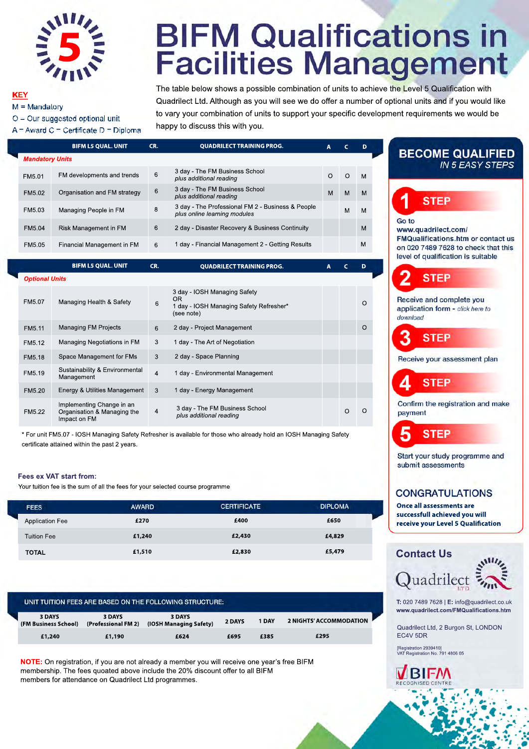# BIFM Qualifications in Facilities Management

**KEY**

M = Mandatory

O – Our suggested optional unit

A – Award C – Certificate D – Diploma

The table below shows a possible combination of units to achieve the Level 5 Qualification with Quadrilect Ltd. Although as you will see we do offer a number of optional units and if you would like to vary your combination of units to support your specific development requirements we would be happy to discuss this with you.

| BIFM L5 QUAL. UNIT | | CR. | QUADRILECT TRAINING PROG. | A | C | D |
|---|---|---|---|---|---|---|
| ***Mandatory Units*** | | | | | | |
| FM5.01 | FM developments and trends | 6 | 3 day - The FM Business School *plus additional reading* | O | O | M |
| FM5.02 | Organisation and FM strategy | 6 | 3 day - The FM Business School *plus additional reading* | M | M | M |
| FM5.03 | Managing People in FM | 8 | 3 day - The Professional FM 2 - Business & People *plus online learning modules* | | M | M |
| FM5.04 | Risk Management in FM | 6 | 2 day - Disaster Recovery & Business Continuity | | | M |
| FM5.05 | Financial Management in FM | 6 | 1 day - Financial Management 2 - Getting Results | | | M |

| BIFM L5 QUAL. UNIT | | CR. | QUADRILECT TRAINING PROG. | A | C | D |
|---|---|---|---|---|---|---|
| ***Optional Units*** | | | | | | |
| FM5.07 | Managing Health & Safety | 6 | 3 day - IOSH Managing Safety OR 1 day - IOSH Managing Safety Refresher* (see note) | | | O |
| FM5.11 | Managing FM Projects | 6 | 2 day - Project Management | | | O |
| FM5.12 | Managing Negotiations in FM | 3 | 1 day - The Art of Negotiation | | | |
| FM5.18 | Space Management for FMs | 3 | 2 day - Space Planning | | | |
| FM5.19 | Sustainability & Environmental Management | 4 | 1 day - Environmental Management | | | |
| FM5.20 | Energy & Utilities Management | 3 | 1 day - Energy Management | | | |
| FM5.22 | Implementing Change in an Organisation & Managing the Impact on FM | 4 | 3 day - The FM Business School *plus additional reading* | | O | O |

* For unit FM5.07 - IOSH Managing Safety Refresher is available for those who already hold an IOSH Managing Safety certificate attained within the past 2 years.

**Fees ex VAT start from:**

Your tuition fee is the sum of all the fees for your selected course programme

| FEES | AWARD | CERTIFICATE | DIPLOMA |
|---|---|---|---|
| Application Fee | £270 | £400 | £650 |
| Tuition Fee | £1,240 | £2,430 | £4,829 |
| **TOTAL** | £1,510 | £2,830 | £5,479 |

**UNIT TUITION FEES ARE BASED ON THE FOLLOWING STRUCTURE:**

| 3 DAYS (FM Business School) | 3 DAYS (Professional FM 2) | 3 DAYS (IOSH Managing Safety) | 2 DAYS | 1 DAY | 2 NIGHTS' ACCOMMODATION |
|---|---|---|---|---|---|
| £1,240 | £1,190 | £624 | £695 | £385 | £295 |

**NOTE:** On registration, if you are not already a member you will receive one year's free BIFM membership. The fees quoted above include the 20% discount offer to all BIFM members for attendance on Quadrilect Ltd programmes.

## BECOME QUALIFIED *IN 5 EASY STEPS*

**1 STEP**

Go to **www.quadrilect.com/FMQualifications.htm** or contact us on 020 7489 7628 to check that this level of qualification is suitable

**2 STEP**

Receive and complete you application form - *click here to download*

**3 STEP**

Receive your assessment plan

**4 STEP**

Confirm the registration and make payment

**5 STEP**

Start your study programme and submit assessments

**CONGRATULATIONS**

**Once all assessments are successfull achieved you will receive your Level 5 Qualification**

## Contact Us

Quadrilect LTD

T: 020 7489 7628 | E: info@quadrilect.co.uk
**www.quadrilect.com/FMQualifications.htm**

Quadrilect Ltd, 2 Burgon St, LONDON EC4V 5DR

[Registration 2939410]
VAT Registration No. 791 4806 05

BIFM RECOGNISED CENTRE